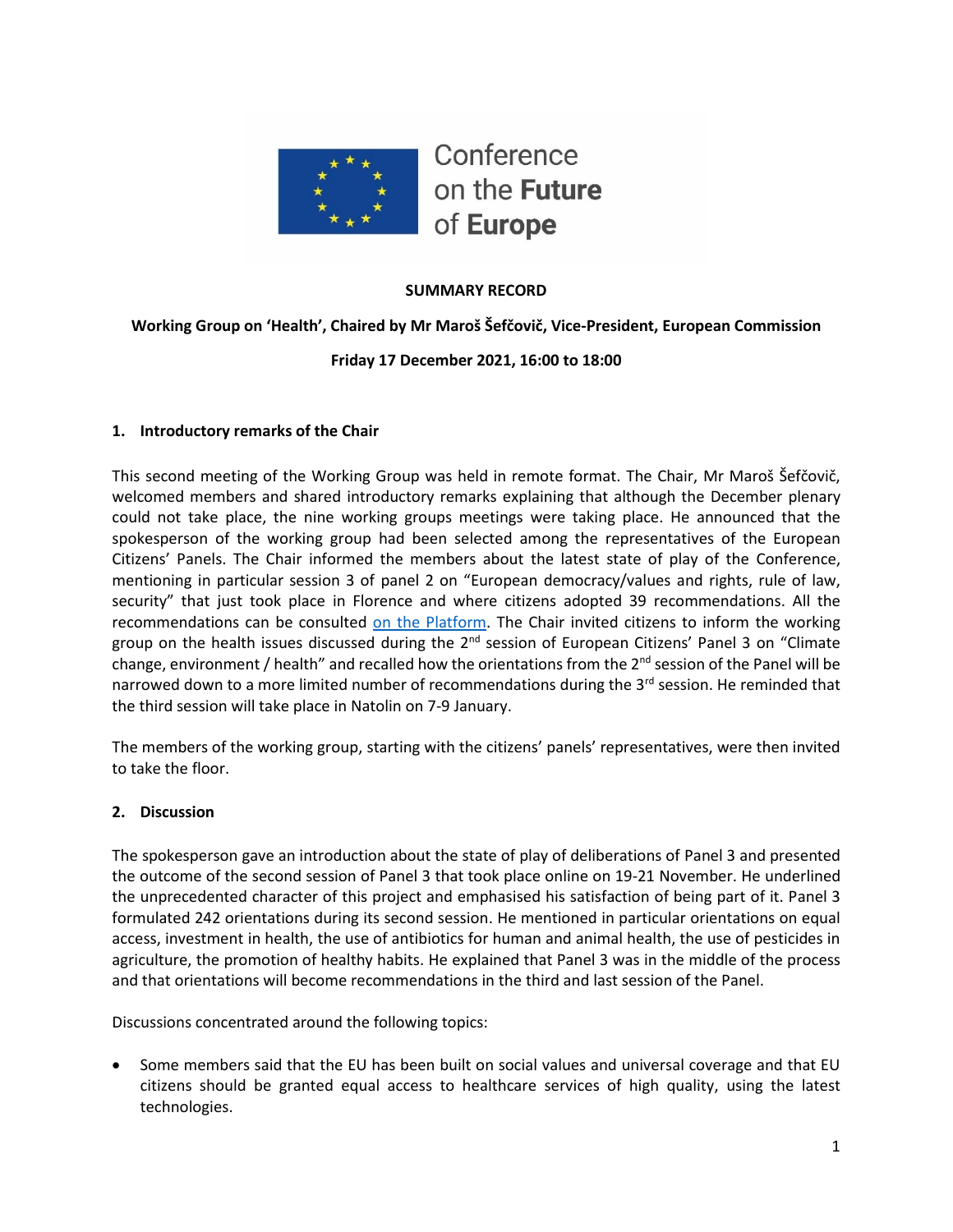Conference on the **Future** of **Europe**

**SUMMARY RECORD**

**Working Group on 'Health', Chaired by Mr Maroš Šefčovič, Vice-President, European Commission**

**Friday 17 December 2021, 16:00 to 18:00**

## 1. Introductory remarks of the Chair

This second meeting of the Working Group was held in remote format. The Chair, Mr Maroš Šefčovič, welcomed members and shared introductory remarks explaining that although the December plenary could not take place, the nine working groups meetings were taking place. He announced that the spokesperson of the working group had been selected among the representatives of the European Citizens' Panels. The Chair informed the members about the latest state of play of the Conference, mentioning in particular session 3 of panel 2 on "European democracy/values and rights, rule of law, security" that just took place in Florence and where citizens adopted 39 recommendations. All the recommendations can be consulted on the Platform. The Chair invited citizens to inform the working group on the health issues discussed during the 2nd session of European Citizens' Panel 3 on "Climate change, environment / health" and recalled how the orientations from the 2nd session of the Panel will be narrowed down to a more limited number of recommendations during the 3rd session. He reminded that the third session will take place in Natolin on 7-9 January.

The members of the working group, starting with the citizens' panels' representatives, were then invited to take the floor.

## 2. Discussion

The spokesperson gave an introduction about the state of play of deliberations of Panel 3 and presented the outcome of the second session of Panel 3 that took place online on 19-21 November. He underlined the unprecedented character of this project and emphasised his satisfaction of being part of it. Panel 3 formulated 242 orientations during its second session. He mentioned in particular orientations on equal access, investment in health, the use of antibiotics for human and animal health, the use of pesticides in agriculture, the promotion of healthy habits. He explained that Panel 3 was in the middle of the process and that orientations will become recommendations in the third and last session of the Panel.

Discussions concentrated around the following topics:

- Some members said that the EU has been built on social values and universal coverage and that EU citizens should be granted equal access to healthcare services of high quality, using the latest technologies.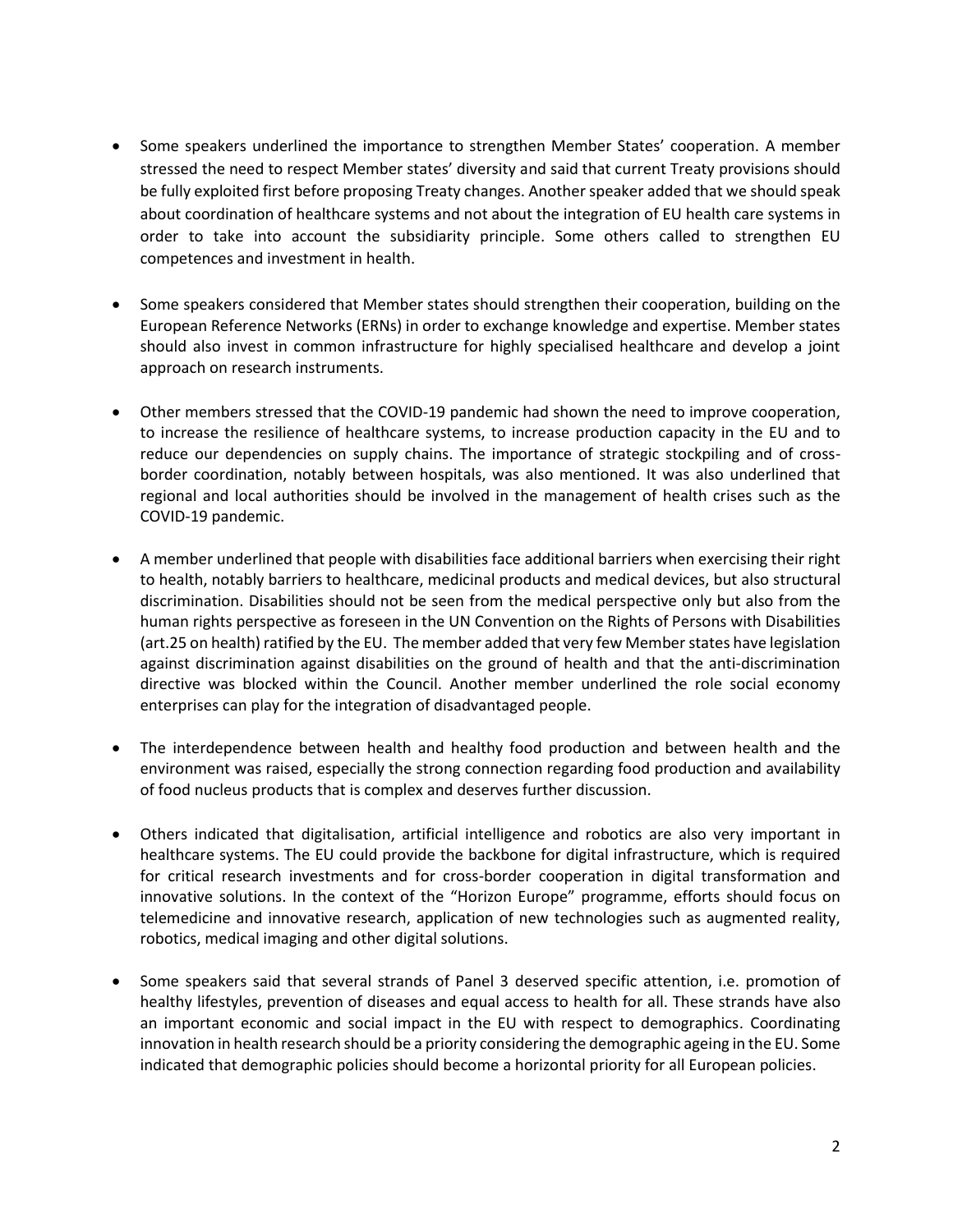- Some speakers underlined the importance to strengthen Member States' cooperation. A member stressed the need to respect Member states' diversity and said that current Treaty provisions should be fully exploited first before proposing Treaty changes. Another speaker added that we should speak about coordination of healthcare systems and not about the integration of EU health care systems in order to take into account the subsidiarity principle. Some others called to strengthen EU competences and investment in health.

- Some speakers considered that Member states should strengthen their cooperation, building on the European Reference Networks (ERNs) in order to exchange knowledge and expertise. Member states should also invest in common infrastructure for highly specialised healthcare and develop a joint approach on research instruments.

- Other members stressed that the COVID-19 pandemic had shown the need to improve cooperation, to increase the resilience of healthcare systems, to increase production capacity in the EU and to reduce our dependencies on supply chains. The importance of strategic stockpiling and of cross-border coordination, notably between hospitals, was also mentioned. It was also underlined that regional and local authorities should be involved in the management of health crises such as the COVID-19 pandemic.

- A member underlined that people with disabilities face additional barriers when exercising their right to health, notably barriers to healthcare, medicinal products and medical devices, but also structural discrimination. Disabilities should not be seen from the medical perspective only but also from the human rights perspective as foreseen in the UN Convention on the Rights of Persons with Disabilities (art.25 on health) ratified by the EU. The member added that very few Member states have legislation against discrimination against disabilities on the ground of health and that the anti-discrimination directive was blocked within the Council. Another member underlined the role social economy enterprises can play for the integration of disadvantaged people.

- The interdependence between health and healthy food production and between health and the environment was raised, especially the strong connection regarding food production and availability of food nucleus products that is complex and deserves further discussion.

- Others indicated that digitalisation, artificial intelligence and robotics are also very important in healthcare systems. The EU could provide the backbone for digital infrastructure, which is required for critical research investments and for cross-border cooperation in digital transformation and innovative solutions. In the context of the "Horizon Europe" programme, efforts should focus on telemedicine and innovative research, application of new technologies such as augmented reality, robotics, medical imaging and other digital solutions.

- Some speakers said that several strands of Panel 3 deserved specific attention, i.e. promotion of healthy lifestyles, prevention of diseases and equal access to health for all. These strands have also an important economic and social impact in the EU with respect to demographics. Coordinating innovation in health research should be a priority considering the demographic ageing in the EU. Some indicated that demographic policies should become a horizontal priority for all European policies.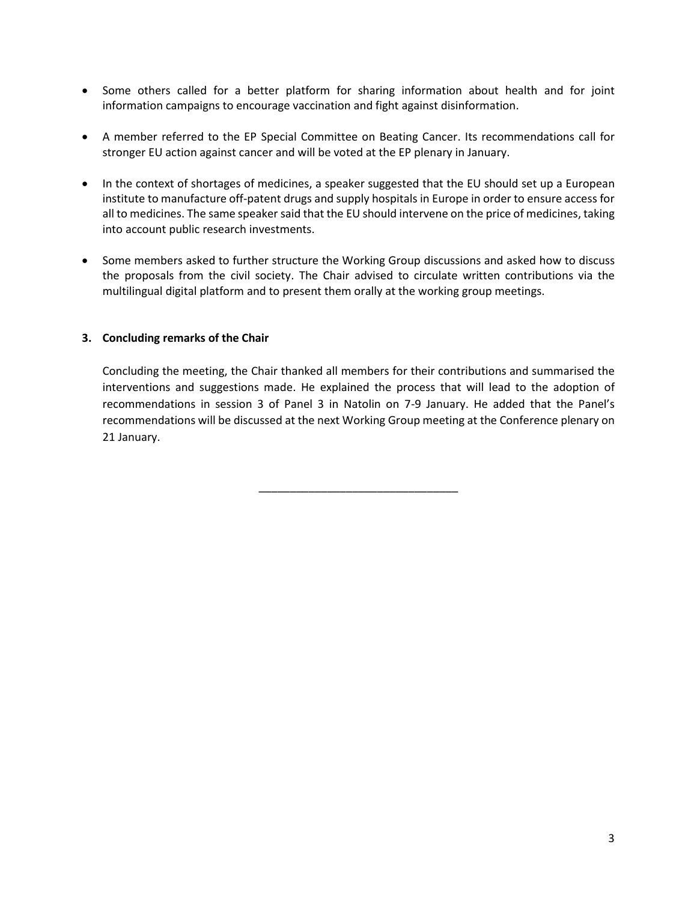- Some others called for a better platform for sharing information about health and for joint information campaigns to encourage vaccination and fight against disinformation.

- A member referred to the EP Special Committee on Beating Cancer. Its recommendations call for stronger EU action against cancer and will be voted at the EP plenary in January.

- In the context of shortages of medicines, a speaker suggested that the EU should set up a European institute to manufacture off-patent drugs and supply hospitals in Europe in order to ensure access for all to medicines. The same speaker said that the EU should intervene on the price of medicines, taking into account public research investments.

- Some members asked to further structure the Working Group discussions and asked how to discuss the proposals from the civil society. The Chair advised to circulate written contributions via the multilingual digital platform and to present them orally at the working group meetings.

**3. Concluding remarks of the Chair**

Concluding the meeting, the Chair thanked all members for their contributions and summarised the interventions and suggestions made. He explained the process that will lead to the adoption of recommendations in session 3 of Panel 3 in Natolin on 7-9 January. He added that the Panel's recommendations will be discussed at the next Working Group meeting at the Conference plenary on 21 January.

---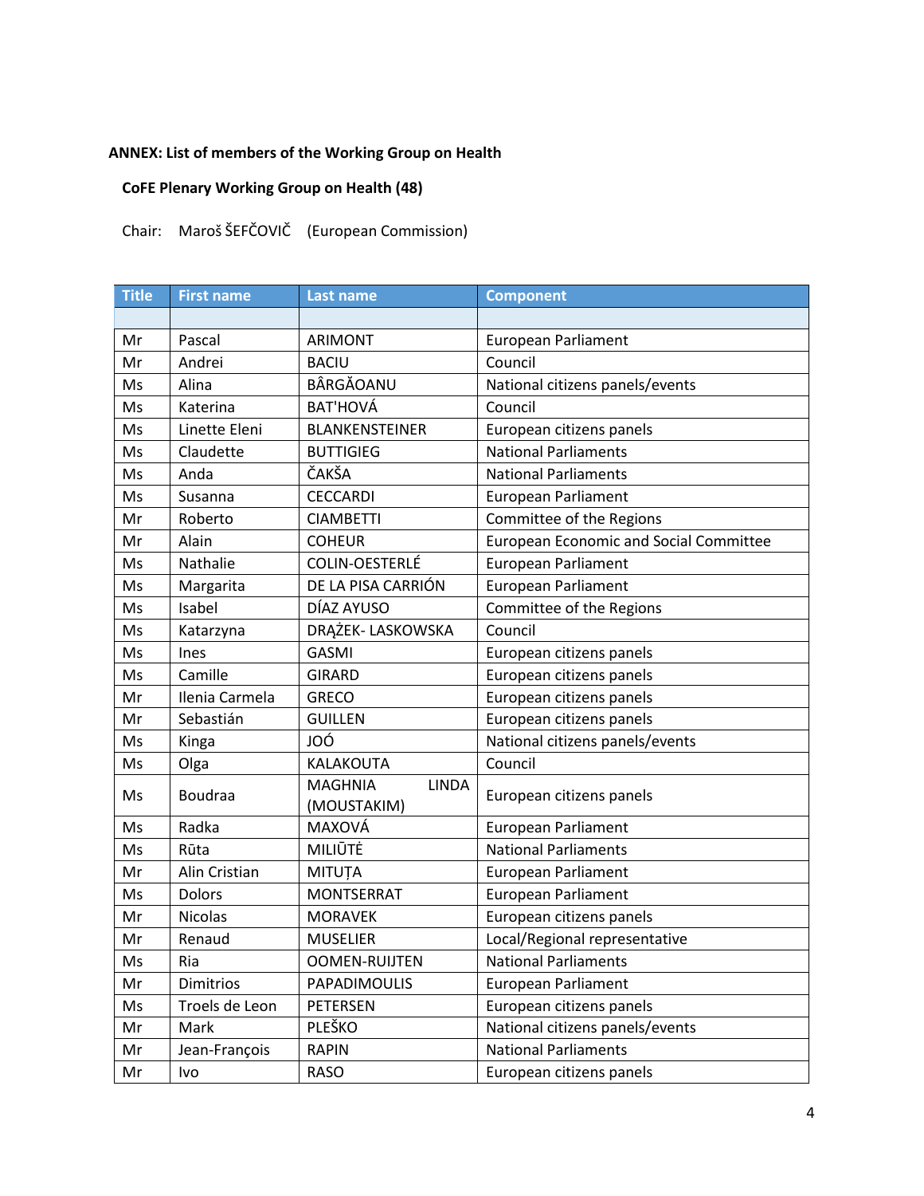**ANNEX: List of members of the Working Group on Health**

**CoFE Plenary Working Group on Health (48)**

Chair: Maroš ŠEFČOVIČ (European Commission)

| Title | First name | Last name | Component |
|---|---|---|---|
| | | | |
| Mr | Pascal | ARIMONT | European Parliament |
| Mr | Andrei | BACIU | Council |
| Ms | Alina | BÂRGĂOANU | National citizens panels/events |
| Ms | Katerina | BAT'HOVÁ | Council |
| Ms | Linette Eleni | BLANKENSTEINER | European citizens panels |
| Ms | Claudette | BUTTIGIEG | National Parliaments |
| Ms | Anda | ČAKŠA | National Parliaments |
| Ms | Susanna | CECCARDI | European Parliament |
| Mr | Roberto | CIAMBETTI | Committee of the Regions |
| Mr | Alain | COHEUR | European Economic and Social Committee |
| Ms | Nathalie | COLIN-OESTERLÉ | European Parliament |
| Ms | Margarita | DE LA PISA CARRIÓN | European Parliament |
| Ms | Isabel | DÍAZ AYUSO | Committee of the Regions |
| Ms | Katarzyna | DRĄŻEK- LASKOWSKA | Council |
| Ms | Ines | GASMI | European citizens panels |
| Ms | Camille | GIRARD | European citizens panels |
| Mr | Ilenia Carmela | GRECO | European citizens panels |
| Mr | Sebastián | GUILLEN | European citizens panels |
| Ms | Kinga | JOÓ | National citizens panels/events |
| Ms | Olga | KALAKOUTA | Council |
| Ms | Boudraa | MAGHNIA LINDA (MOUSTAKIM) | European citizens panels |
| Ms | Radka | MAXOVÁ | European Parliament |
| Ms | Rūta | MILIŪTĖ | National Parliaments |
| Mr | Alin Cristian | MITUȚA | European Parliament |
| Ms | Dolors | MONTSERRAT | European Parliament |
| Mr | Nicolas | MORAVEK | European citizens panels |
| Mr | Renaud | MUSELIER | Local/Regional representative |
| Ms | Ria | OOMEN-RUIJTEN | National Parliaments |
| Mr | Dimitrios | PAPADIMOULIS | European Parliament |
| Ms | Troels de Leon | PETERSEN | European citizens panels |
| Mr | Mark | PLEŠKO | National citizens panels/events |
| Mr | Jean-François | RAPIN | National Parliaments |
| Mr | Ivo | RASO | European citizens panels |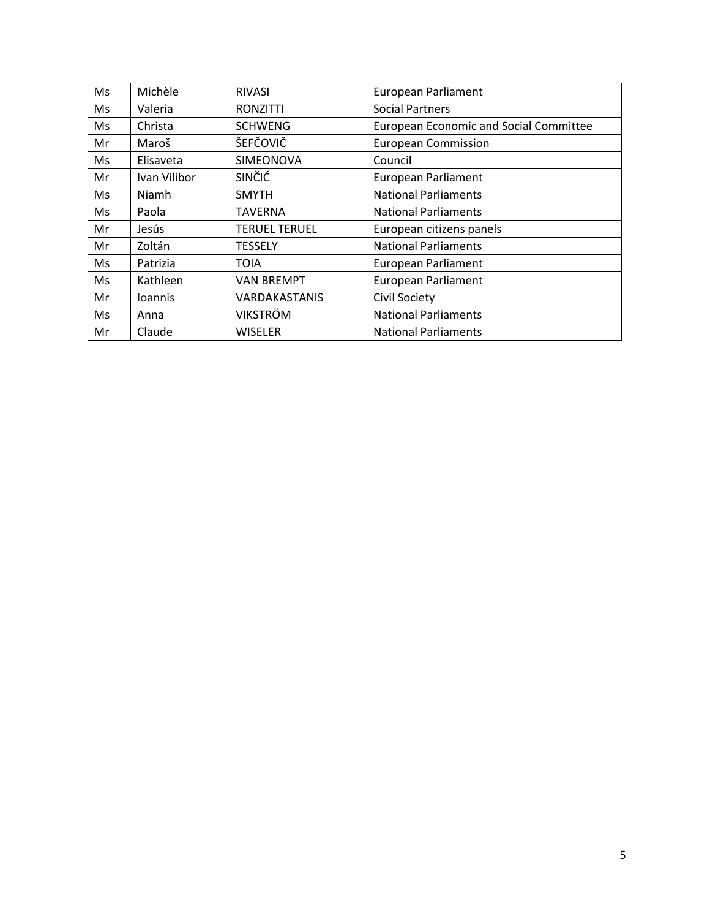| | | | |
|---|---|---|---|
| Ms | Michèle | RIVASI | European Parliament |
| Ms | Valeria | RONZITTI | Social Partners |
| Ms | Christa | SCHWENG | European Economic and Social Committee |
| Mr | Maroš | ŠEFČOVIČ | European Commission |
| Ms | Elisaveta | SIMEONOVA | Council |
| Mr | Ivan Vilibor | SINČIĆ | European Parliament |
| Ms | Niamh | SMYTH | National Parliaments |
| Ms | Paola | TAVERNA | National Parliaments |
| Mr | Jesús | TERUEL TERUEL | European citizens panels |
| Mr | Zoltán | TESSELY | National Parliaments |
| Ms | Patrizia | TOIA | European Parliament |
| Ms | Kathleen | VAN BREMPT | European Parliament |
| Mr | Ioannis | VARDAKASTANIS | Civil Society |
| Ms | Anna | VIKSTRÖM | National Parliaments |
| Mr | Claude | WISELER | National Parliaments |